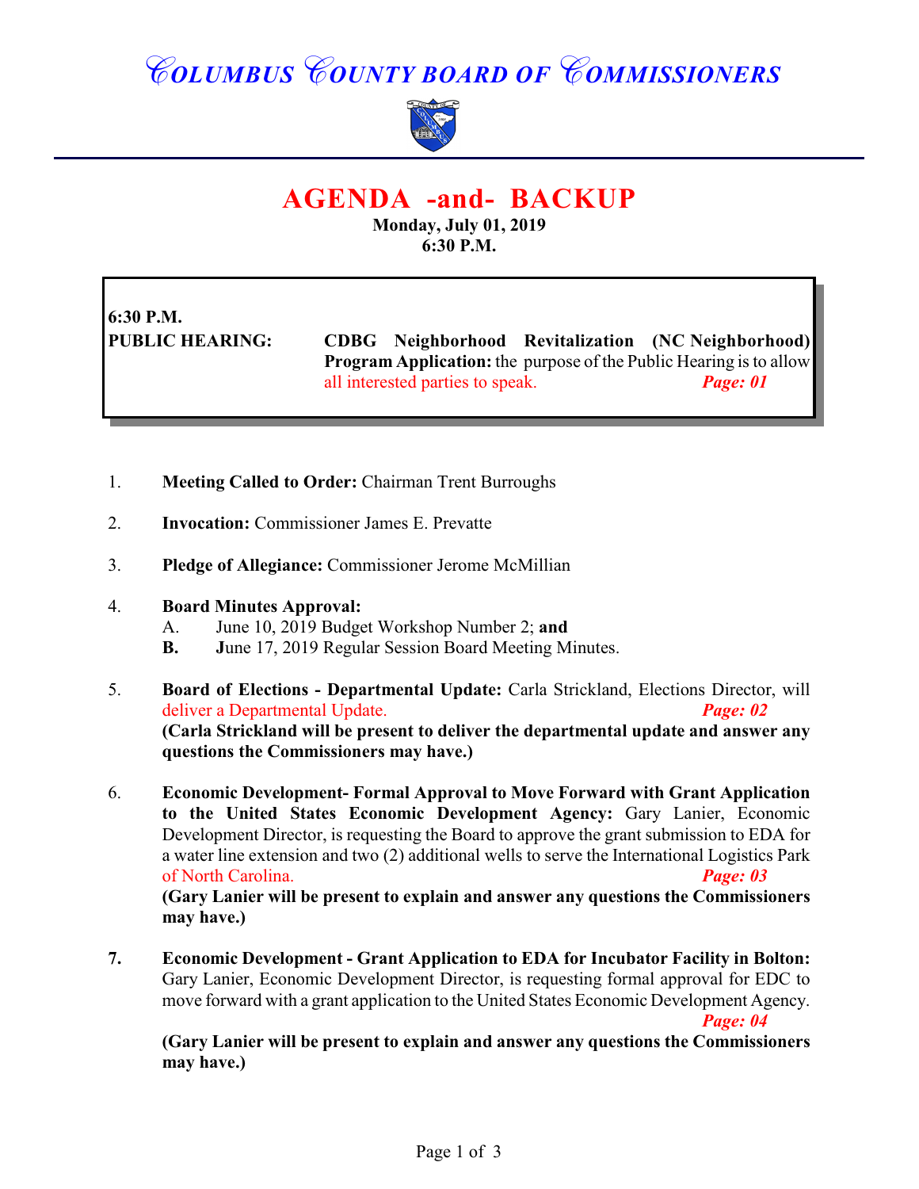# COLUMBUS COUNTY BOARD OF COMMISSIONERS

## AGENDA -and- BACKUP

**Monday, July 01, 2019**
**6:30 P.M.**

**6:30 P.M.**

**PUBLIC HEARING:** **CDBG Neighborhood Revitalization (NC Neighborhood) Program Application:** the purpose of the Public Hearing is to allow all interested parties to speak. ***Page: 01***

1. **Meeting Called to Order:** Chairman Trent Burroughs

2. **Invocation:** Commissioner James E. Prevatte

3. **Pledge of Allegiance:** Commissioner Jerome McMillian

4. **Board Minutes Approval:**
   - A. June 10, 2019 Budget Workshop Number 2; **and**
   - **B. J**une 17, 2019 Regular Session Board Meeting Minutes.

5. **Board of Elections - Departmental Update:** Carla Strickland, Elections Director, will deliver a Departmental Update. ***Page: 02***
   **(Carla Strickland will be present to deliver the departmental update and answer any questions the Commissioners may have.)**

6. **Economic Development- Formal Approval to Move Forward with Grant Application to the United States Economic Development Agency:** Gary Lanier, Economic Development Director, is requesting the Board to approve the grant submission to EDA for a water line extension and two (2) additional wells to serve the International Logistics Park of North Carolina. ***Page: 03***
   **(Gary Lanier will be present to explain and answer any questions the Commissioners may have.)**

7. **Economic Development - Grant Application to EDA for Incubator Facility in Bolton:** Gary Lanier, Economic Development Director, is requesting formal approval for EDC to move forward with a grant application to the United States Economic Development Agency. ***Page: 04***
   **(Gary Lanier will be present to explain and answer any questions the Commissioners may have.)**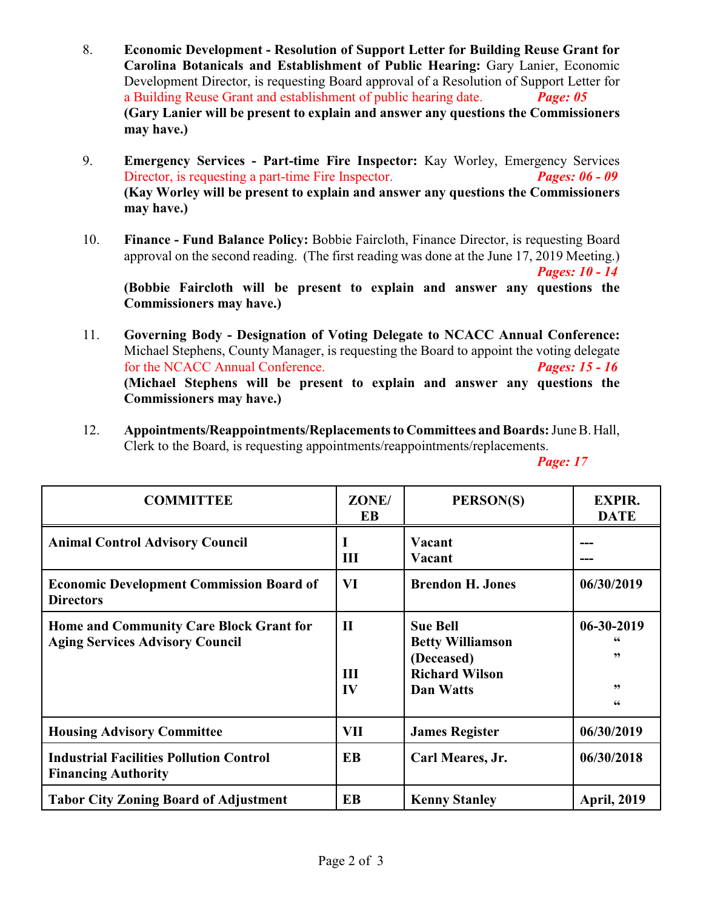8. **Economic Development - Resolution of Support Letter for Building Reuse Grant for Carolina Botanicals and Establishment of Public Hearing:** Gary Lanier, Economic Development Director, is requesting Board approval of a Resolution of Support Letter for a Building Reuse Grant and establishment of public hearing date. ***Page: 05***
**(Gary Lanier will be present to explain and answer any questions the Commissioners may have.)**

9. **Emergency Services - Part-time Fire Inspector:** Kay Worley, Emergency Services Director, is requesting a part-time Fire Inspector. ***Pages: 06 - 09***
**(Kay Worley will be present to explain and answer any questions the Commissioners may have.)**

10. **Finance - Fund Balance Policy:** Bobbie Faircloth, Finance Director, is requesting Board approval on the second reading. (The first reading was done at the June 17, 2019 Meeting.) ***Pages: 10 - 14***
**(Bobbie Faircloth will be present to explain and answer any questions the Commissioners may have.)**

11. **Governing Body - Designation of Voting Delegate to NCACC Annual Conference:** Michael Stephens, County Manager, is requesting the Board to appoint the voting delegate for the NCACC Annual Conference. ***Pages: 15 - 16***
**(Michael Stephens will be present to explain and answer any questions the Commissioners may have.)**

12. **Appointments/Reappointments/Replacements to Committees and Boards:** June B. Hall, Clerk to the Board, is requesting appointments/reappointments/replacements. ***Page: 17***

| COMMITTEE | ZONE/ EB | PERSON(S) | EXPIR. DATE |
|---|---|---|---|
| **Animal Control Advisory Council** | **I**<br>**III** | **Vacant**<br>**Vacant** | **---**<br>**---** |
| **Economic Development Commission Board of Directors** | **VI** | **Brendon H. Jones** | **06/30/2019** |
| **Home and Community Care Block Grant for Aging Services Advisory Council** | **II**<br><br>**III**<br>**IV** | **Sue Bell**<br>**Betty Williamson (Deceased)**<br>**Richard Wilson**<br>**Dan Watts** | **06-30-2019**<br>“<br>”<br>”<br>“ |
| **Housing Advisory Committee** | **VII** | **James Register** | **06/30/2019** |
| **Industrial Facilities Pollution Control Financing Authority** | **EB** | **Carl Meares, Jr.** | **06/30/2018** |
| **Tabor City Zoning Board of Adjustment** | **EB** | **Kenny Stanley** | **April, 2019** |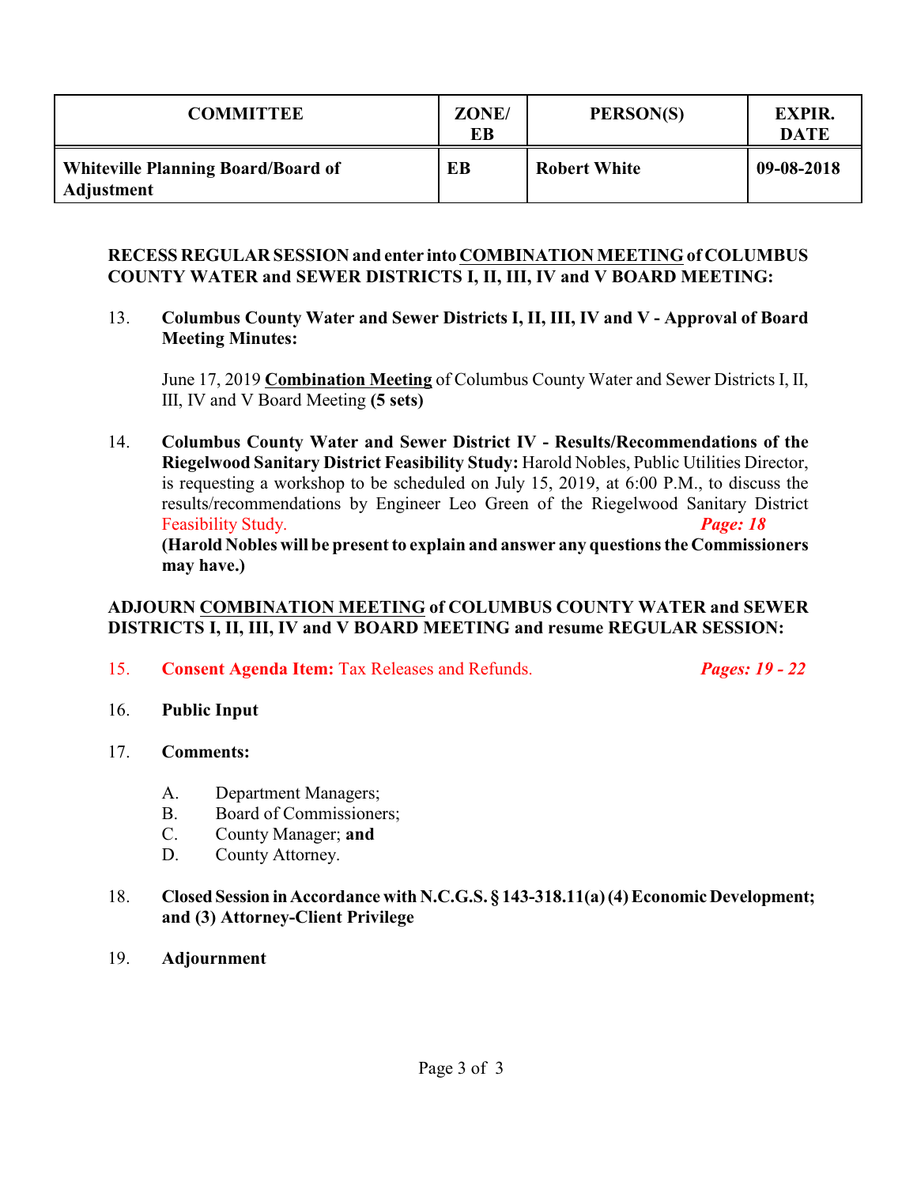| COMMITTEE | ZONE/ EB | PERSON(S) | EXPIR. DATE |
|---|---|---|---|
| **Whiteville Planning Board/Board of Adjustment** | **EB** | **Robert White** | **09-08-2018** |

**RECESS REGULAR SESSION and enter into COMBINATION MEETING of COLUMBUS COUNTY WATER and SEWER DISTRICTS I, II, III, IV and V BOARD MEETING:**

13. **Columbus County Water and Sewer Districts I, II, III, IV and V - Approval of Board Meeting Minutes:**

    June 17, 2019 **Combination Meeting** of Columbus County Water and Sewer Districts I, II, III, IV and V Board Meeting **(5 sets)**

14. **Columbus County Water and Sewer District IV - Results/Recommendations of the Riegelwood Sanitary District Feasibility Study:** Harold Nobles, Public Utilities Director, is requesting a workshop to be scheduled on July 15, 2019, at 6:00 P.M., to discuss the results/recommendations by Engineer Leo Green of the Riegelwood Sanitary District Feasibility Study. ***Page: 18***

    **(Harold Nobles will be present to explain and answer any questions the Commissioners may have.)**

**ADJOURN COMBINATION MEETING of COLUMBUS COUNTY WATER and SEWER DISTRICTS I, II, III, IV and V BOARD MEETING and resume REGULAR SESSION:**

15. **Consent Agenda Item:** Tax Releases and Refunds. ***Pages: 19 - 22***

16. **Public Input**

17. **Comments:**

    A. Department Managers;
    B. Board of Commissioners;
    C. County Manager; **and**
    D. County Attorney.

18. **Closed Session in Accordance with N.C.G.S. § 143-318.11(a) (4) Economic Development; and (3) Attorney-Client Privilege**

19. **Adjournment**